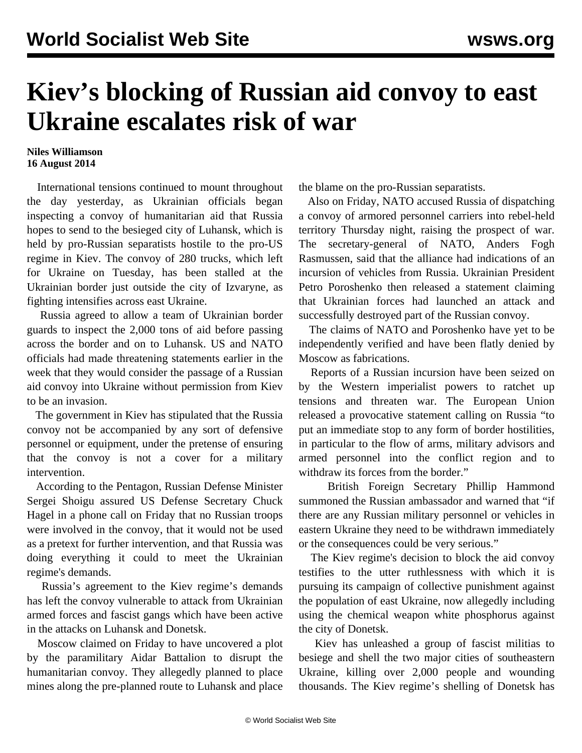# Kiev's blocking of Russian aid convoy to east Ukraine escalates risk of war

**Niles Williamson**
**16 August 2014**

International tensions continued to mount throughout the day yesterday, as Ukrainian officials began inspecting a convoy of humanitarian aid that Russia hopes to send to the besieged city of Luhansk, which is held by pro-Russian separatists hostile to the pro-US regime in Kiev. The convoy of 280 trucks, which left for Ukraine on Tuesday, has been stalled at the Ukrainian border just outside the city of Izvaryne, as fighting intensifies across east Ukraine.

Russia agreed to allow a team of Ukrainian border guards to inspect the 2,000 tons of aid before passing across the border and on to Luhansk. US and NATO officials had made threatening statements earlier in the week that they would consider the passage of a Russian aid convoy into Ukraine without permission from Kiev to be an invasion.

The government in Kiev has stipulated that the Russia convoy not be accompanied by any sort of defensive personnel or equipment, under the pretense of ensuring that the convoy is not a cover for a military intervention.

According to the Pentagon, Russian Defense Minister Sergei Shoigu assured US Defense Secretary Chuck Hagel in a phone call on Friday that no Russian troops were involved in the convoy, that it would not be used as a pretext for further intervention, and that Russia was doing everything it could to meet the Ukrainian regime's demands.

Russia's agreement to the Kiev regime's demands has left the convoy vulnerable to attack from Ukrainian armed forces and fascist gangs which have been active in the attacks on Luhansk and Donetsk.

Moscow claimed on Friday to have uncovered a plot by the paramilitary Aidar Battalion to disrupt the humanitarian convoy. They allegedly planned to place mines along the pre-planned route to Luhansk and place the blame on the pro-Russian separatists.

Also on Friday, NATO accused Russia of dispatching a convoy of armored personnel carriers into rebel-held territory Thursday night, raising the prospect of war. The secretary-general of NATO, Anders Fogh Rasmussen, said that the alliance had indications of an incursion of vehicles from Russia. Ukrainian President Petro Poroshenko then released a statement claiming that Ukrainian forces had launched an attack and successfully destroyed part of the Russian convoy.

The claims of NATO and Poroshenko have yet to be independently verified and have been flatly denied by Moscow as fabrications.

Reports of a Russian incursion have been seized on by the Western imperialist powers to ratchet up tensions and threaten war. The European Union released a provocative statement calling on Russia "to put an immediate stop to any form of border hostilities, in particular to the flow of arms, military advisors and armed personnel into the conflict region and to withdraw its forces from the border."

British Foreign Secretary Phillip Hammond summoned the Russian ambassador and warned that "if there are any Russian military personnel or vehicles in eastern Ukraine they need to be withdrawn immediately or the consequences could be very serious."

The Kiev regime's decision to block the aid convoy testifies to the utter ruthlessness with which it is pursuing its campaign of collective punishment against the population of east Ukraine, now allegedly including using the chemical weapon white phosphorus against the city of Donetsk.

Kiev has unleashed a group of fascist militias to besiege and shell the two major cities of southeastern Ukraine, killing over 2,000 people and wounding thousands. The Kiev regime's shelling of Donetsk has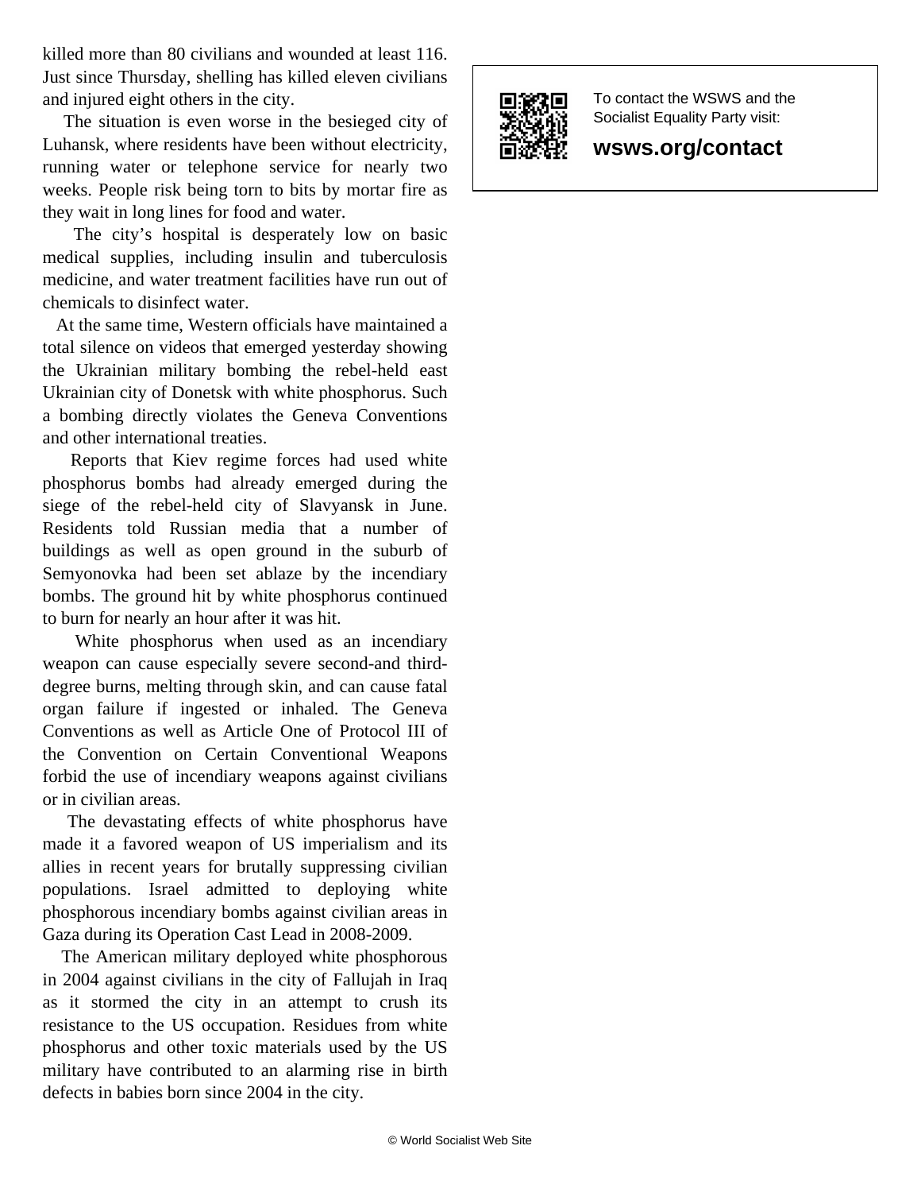killed more than 80 civilians and wounded at least 116. Just since Thursday, shelling has killed eleven civilians and injured eight others in the city.

The situation is even worse in the besieged city of Luhansk, where residents have been without electricity, running water or telephone service for nearly two weeks. People risk being torn to bits by mortar fire as they wait in long lines for food and water.

The city's hospital is desperately low on basic medical supplies, including insulin and tuberculosis medicine, and water treatment facilities have run out of chemicals to disinfect water.

At the same time, Western officials have maintained a total silence on videos that emerged yesterday showing the Ukrainian military bombing the rebel-held east Ukrainian city of Donetsk with white phosphorus. Such a bombing directly violates the Geneva Conventions and other international treaties.

Reports that Kiev regime forces had used white phosphorus bombs had already emerged during the siege of the rebel-held city of Slavyansk in June. Residents told Russian media that a number of buildings as well as open ground in the suburb of Semyonovka had been set ablaze by the incendiary bombs. The ground hit by white phosphorus continued to burn for nearly an hour after it was hit.

White phosphorus when used as an incendiary weapon can cause especially severe second-and third-degree burns, melting through skin, and can cause fatal organ failure if ingested or inhaled. The Geneva Conventions as well as Article One of Protocol III of the Convention on Certain Conventional Weapons forbid the use of incendiary weapons against civilians or in civilian areas.

The devastating effects of white phosphorus have made it a favored weapon of US imperialism and its allies in recent years for brutally suppressing civilian populations. Israel admitted to deploying white phosphorous incendiary bombs against civilian areas in Gaza during its Operation Cast Lead in 2008-2009.

The American military deployed white phosphorous in 2004 against civilians in the city of Fallujah in Iraq as it stormed the city in an attempt to crush its resistance to the US occupation. Residues from white phosphorus and other toxic materials used by the US military have contributed to an alarming rise in birth defects in babies born since 2004 in the city.

To contact the WSWS and the Socialist Equality Party visit:

**wsws.org/contact**